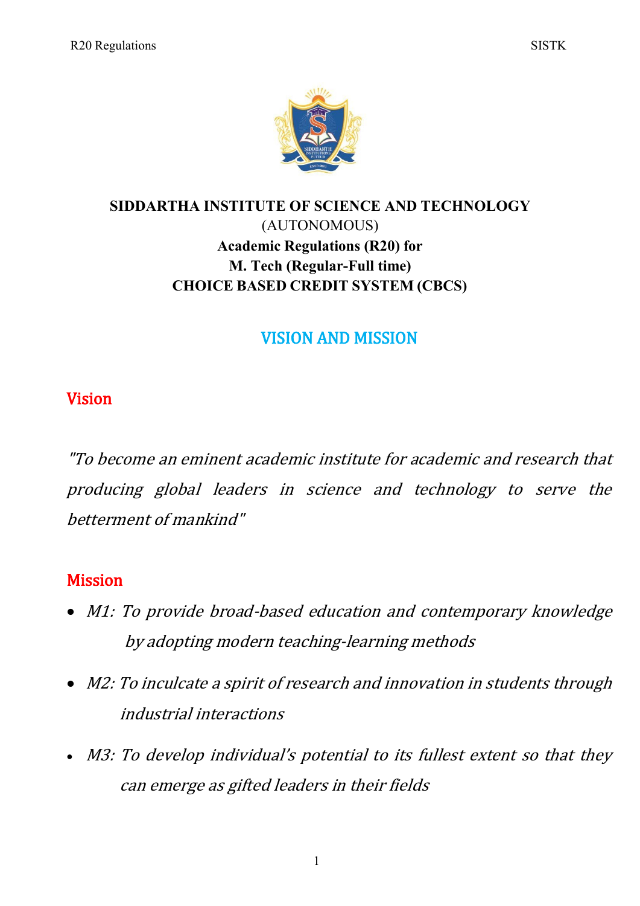**SIDDARTHA INSTITUTE OF SCIENCE AND TECHNOLOGY**
(AUTONOMOUS)
**Academic Regulations (R20) for**
**M. Tech (Regular-Full time)**
**CHOICE BASED CREDIT SYSTEM (CBCS)**

# VISION AND MISSION

## Vision

*"To become an eminent academic institute for academic and research that producing global leaders in science and technology to serve the betterment of mankind"*

## Mission

- *M1: To provide broad-based education and contemporary knowledge by adopting modern teaching-learning methods*
- *M2: To inculcate a spirit of research and innovation in students through industrial interactions*
- *M3: To develop individual's potential to its fullest extent so that they can emerge as gifted leaders in their fields*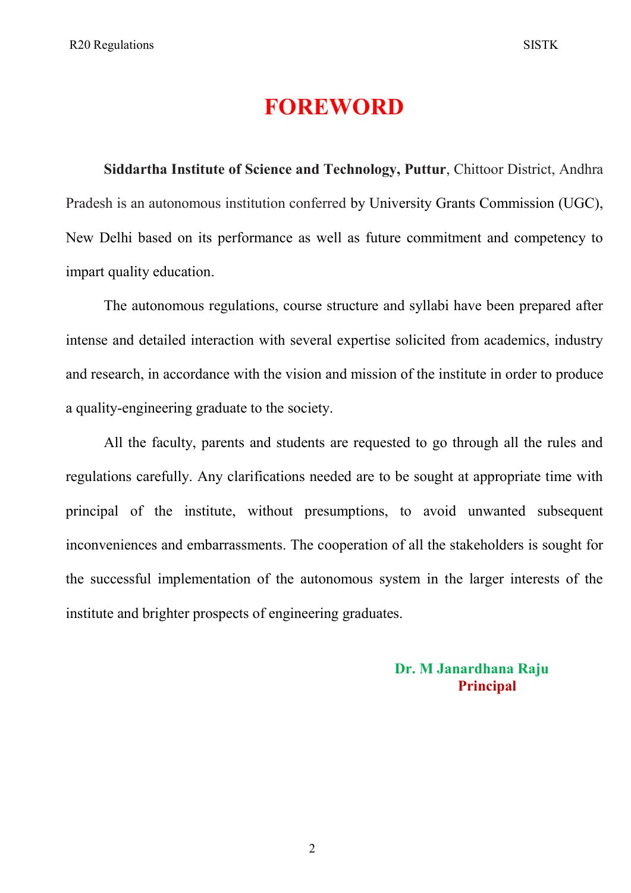# FOREWORD

**Siddartha Institute of Science and Technology, Puttur**, Chittoor District, Andhra Pradesh is an autonomous institution conferred by University Grants Commission (UGC), New Delhi based on its performance as well as future commitment and competency to impart quality education.

The autonomous regulations, course structure and syllabi have been prepared after intense and detailed interaction with several expertise solicited from academics, industry and research, in accordance with the vision and mission of the institute in order to produce a quality-engineering graduate to the society.

All the faculty, parents and students are requested to go through all the rules and regulations carefully. Any clarifications needed are to be sought at appropriate time with principal of the institute, without presumptions, to avoid unwanted subsequent inconveniences and embarrassments. The cooperation of all the stakeholders is sought for the successful implementation of the autonomous system in the larger interests of the institute and brighter prospects of engineering graduates.

**Dr. M Janardhana Raju**
**Principal**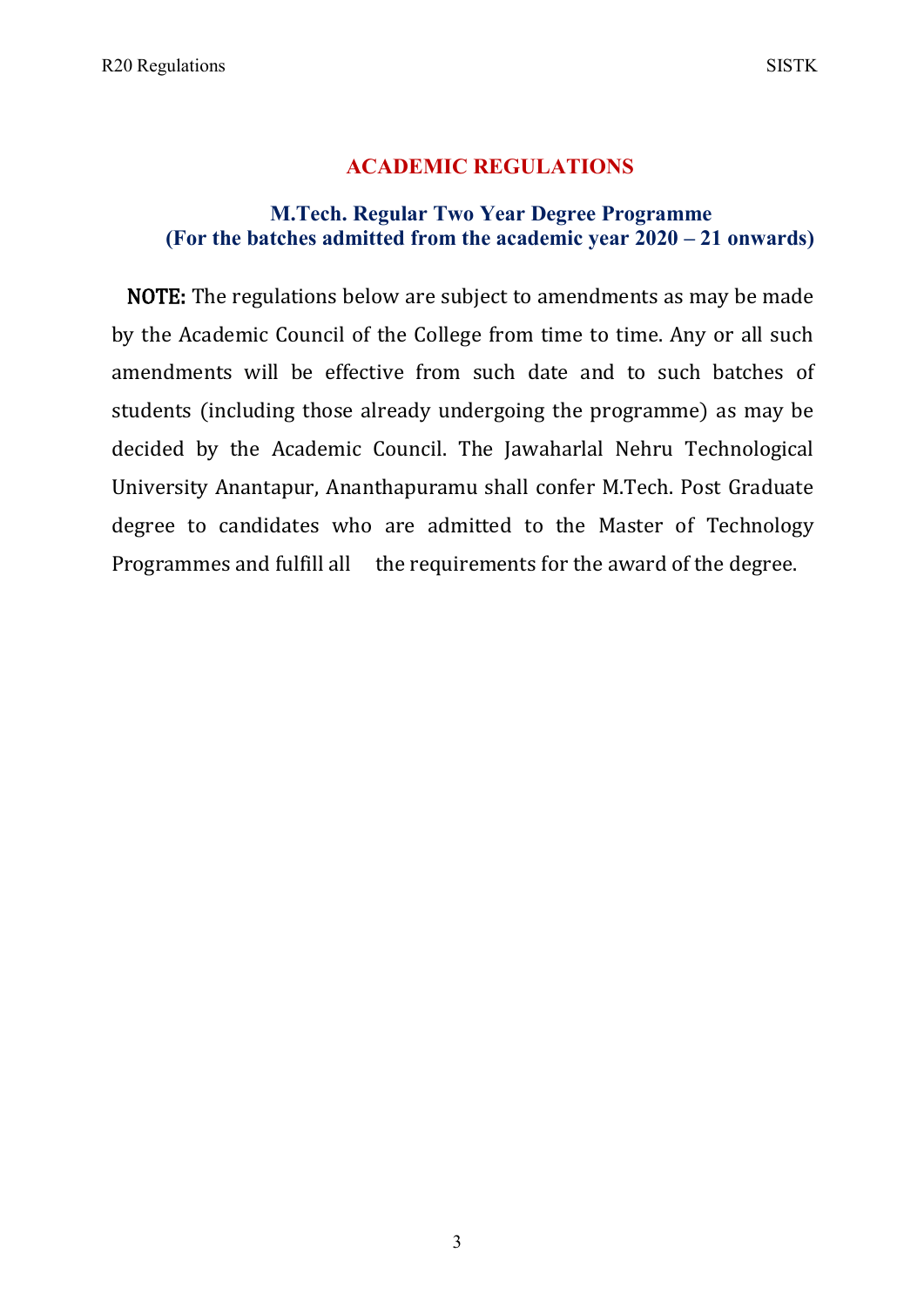# ACADEMIC REGULATIONS

## M.Tech. Regular Two Year Degree Programme
## (For the batches admitted from the academic year 2020 – 21 onwards)

**NOTE:** The regulations below are subject to amendments as may be made by the Academic Council of the College from time to time. Any or all such amendments will be effective from such date and to such batches of students (including those already undergoing the programme) as may be decided by the Academic Council. The Jawaharlal Nehru Technological University Anantapur, Ananthapuramu shall confer M.Tech. Post Graduate degree to candidates who are admitted to the Master of Technology Programmes and fulfill all the requirements for the award of the degree.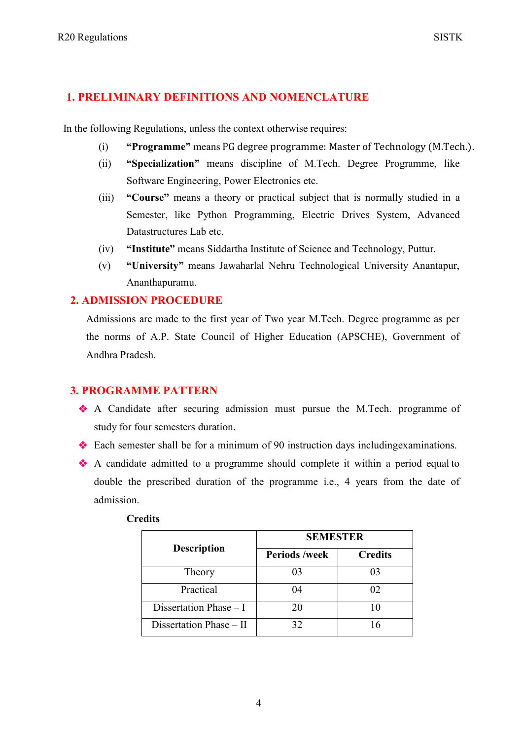## 1. PRELIMINARY DEFINITIONS AND NOMENCLATURE

In the following Regulations, unless the context otherwise requires:

(i) **"Programme"** means PG degree programme: Master of Technology (M.Tech.).

(ii) **"Specialization"** means discipline of M.Tech. Degree Programme, like Software Engineering, Power Electronics etc.

(iii) **"Course"** means a theory or practical subject that is normally studied in a Semester, like Python Programming, Electric Drives System, Advanced Datastructures Lab etc.

(iv) **"Institute"** means Siddartha Institute of Science and Technology, Puttur.

(v) **"University"** means Jawaharlal Nehru Technological University Anantapur, Ananthapuramu.

## 2. ADMISSION PROCEDURE

Admissions are made to the first year of Two year M.Tech. Degree programme as per the norms of A.P. State Council of Higher Education (APSCHE), Government of Andhra Pradesh.

## 3. PROGRAMME PATTERN

- A Candidate after securing admission must pursue the M.Tech. programme of study for four semesters duration.
- Each semester shall be for a minimum of 90 instruction days includingexaminations.
- A candidate admitted to a programme should complete it within a period equal to double the prescribed duration of the programme i.e., 4 years from the date of admission.

**Credits**

| Description | SEMESTER | |
|---|---|---|
| | Periods /week | Credits |
| Theory | 03 | 03 |
| Practical | 04 | 02 |
| Dissertation Phase – I | 20 | 10 |
| Dissertation Phase – II | 32 | 16 |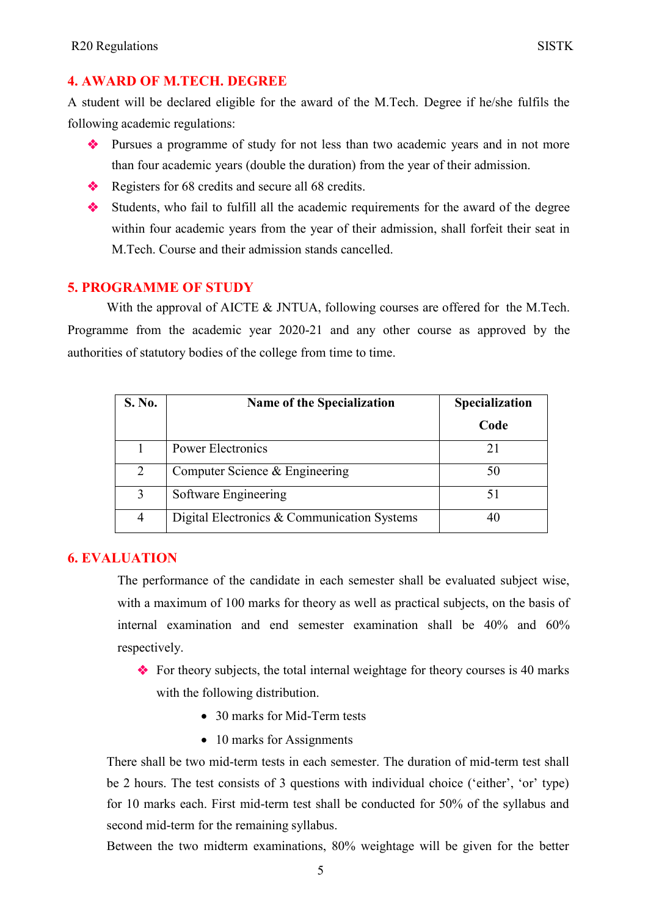## 4. AWARD OF M.TECH. DEGREE

A student will be declared eligible for the award of the M.Tech. Degree if he/she fulfils the following academic regulations:

- Pursues a programme of study for not less than two academic years and in not more than four academic years (double the duration) from the year of their admission.
- Registers for 68 credits and secure all 68 credits.
- Students, who fail to fulfill all the academic requirements for the award of the degree within four academic years from the year of their admission, shall forfeit their seat in M.Tech. Course and their admission stands cancelled.

## 5. PROGRAMME OF STUDY

With the approval of AICTE & JNTUA, following courses are offered for the M.Tech. Programme from the academic year 2020-21 and any other course as approved by the authorities of statutory bodies of the college from time to time.

| S. No. | Name of the Specialization | Specialization Code |
|---|---|---|
| 1 | Power Electronics | 21 |
| 2 | Computer Science & Engineering | 50 |
| 3 | Software Engineering | 51 |
| 4 | Digital Electronics & Communication Systems | 40 |

## 6. EVALUATION

The performance of the candidate in each semester shall be evaluated subject wise, with a maximum of 100 marks for theory as well as practical subjects, on the basis of internal examination and end semester examination shall be 40% and 60% respectively.

- For theory subjects, the total internal weightage for theory courses is 40 marks with the following distribution.
  - 30 marks for Mid-Term tests
  - 10 marks for Assignments

There shall be two mid-term tests in each semester. The duration of mid-term test shall be 2 hours. The test consists of 3 questions with individual choice ('either', 'or' type) for 10 marks each. First mid-term test shall be conducted for 50% of the syllabus and second mid-term for the remaining syllabus.

Between the two midterm examinations, 80% weightage will be given for the better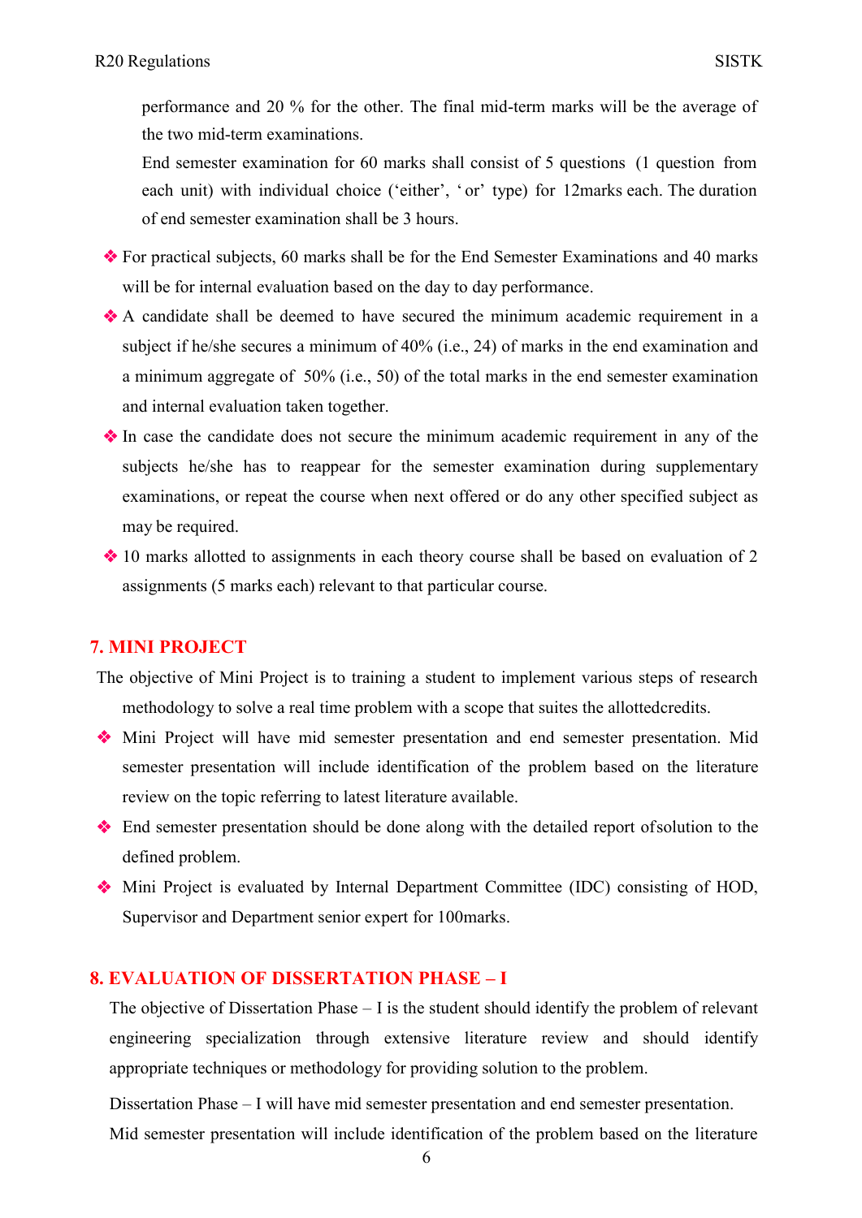performance and 20 % for the other. The final mid-term marks will be the average of the two mid-term examinations.

End semester examination for 60 marks shall consist of 5 questions (1 question from each unit) with individual choice ('either', 'or' type) for 12marks each. The duration of end semester examination shall be 3 hours.

- For practical subjects, 60 marks shall be for the End Semester Examinations and 40 marks will be for internal evaluation based on the day to day performance.
- A candidate shall be deemed to have secured the minimum academic requirement in a subject if he/she secures a minimum of 40% (i.e., 24) of marks in the end examination and a minimum aggregate of 50% (i.e., 50) of the total marks in the end semester examination and internal evaluation taken together.
- In case the candidate does not secure the minimum academic requirement in any of the subjects he/she has to reappear for the semester examination during supplementary examinations, or repeat the course when next offered or do any other specified subject as may be required.
- 10 marks allotted to assignments in each theory course shall be based on evaluation of 2 assignments (5 marks each) relevant to that particular course.

## 7. MINI PROJECT

The objective of Mini Project is to training a student to implement various steps of research methodology to solve a real time problem with a scope that suites the allottedcredits.

- Mini Project will have mid semester presentation and end semester presentation. Mid semester presentation will include identification of the problem based on the literature review on the topic referring to latest literature available.
- End semester presentation should be done along with the detailed report ofsolution to the defined problem.
- Mini Project is evaluated by Internal Department Committee (IDC) consisting of HOD, Supervisor and Department senior expert for 100marks.

## 8. EVALUATION OF DISSERTATION PHASE – I

The objective of Dissertation Phase – I is the student should identify the problem of relevant engineering specialization through extensive literature review and should identify appropriate techniques or methodology for providing solution to the problem.

Dissertation Phase – I will have mid semester presentation and end semester presentation.

Mid semester presentation will include identification of the problem based on the literature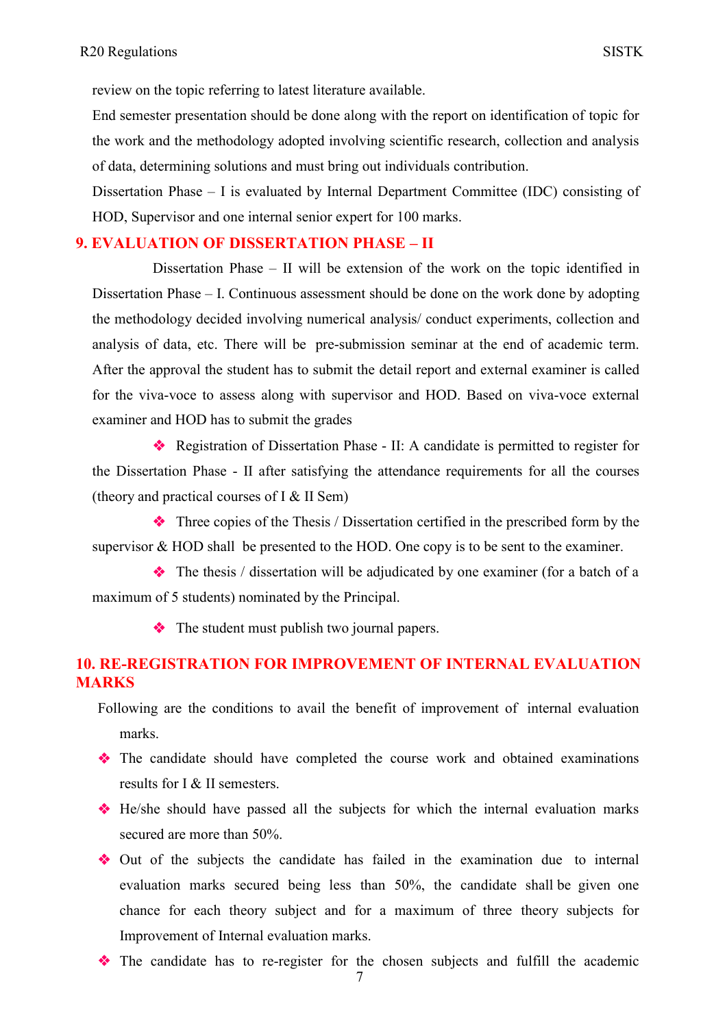review on the topic referring to latest literature available.

End semester presentation should be done along with the report on identification of topic for the work and the methodology adopted involving scientific research, collection and analysis of data, determining solutions and must bring out individuals contribution.

Dissertation Phase – I is evaluated by Internal Department Committee (IDC) consisting of HOD, Supervisor and one internal senior expert for 100 marks.

## 9. EVALUATION OF DISSERTATION PHASE – II

Dissertation Phase – II will be extension of the work on the topic identified in Dissertation Phase – I. Continuous assessment should be done on the work done by adopting the methodology decided involving numerical analysis/ conduct experiments, collection and analysis of data, etc. There will be pre-submission seminar at the end of academic term. After the approval the student has to submit the detail report and external examiner is called for the viva-voce to assess along with supervisor and HOD. Based on viva-voce external examiner and HOD has to submit the grades

- Registration of Dissertation Phase - II: A candidate is permitted to register for the Dissertation Phase - II after satisfying the attendance requirements for all the courses (theory and practical courses of I & II Sem)
- Three copies of the Thesis / Dissertation certified in the prescribed form by the supervisor & HOD shall be presented to the HOD. One copy is to be sent to the examiner.
- The thesis / dissertation will be adjudicated by one examiner (for a batch of a maximum of 5 students) nominated by the Principal.
- The student must publish two journal papers.

## 10. RE-REGISTRATION FOR IMPROVEMENT OF INTERNAL EVALUATION MARKS

Following are the conditions to avail the benefit of improvement of internal evaluation marks.

- The candidate should have completed the course work and obtained examinations results for I & II semesters.
- He/she should have passed all the subjects for which the internal evaluation marks secured are more than 50%.
- Out of the subjects the candidate has failed in the examination due to internal evaluation marks secured being less than 50%, the candidate shall be given one chance for each theory subject and for a maximum of three theory subjects for Improvement of Internal evaluation marks.
- The candidate has to re-register for the chosen subjects and fulfill the academic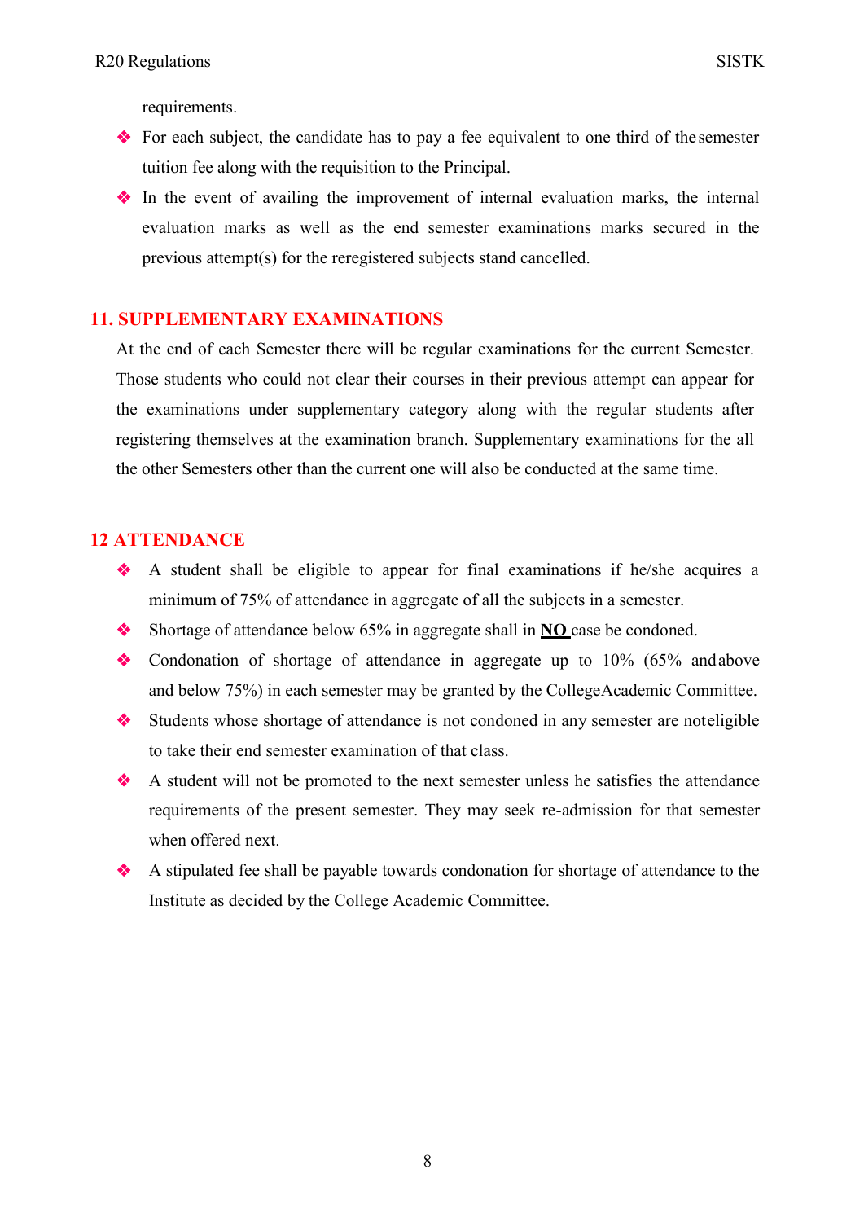requirements.

- For each subject, the candidate has to pay a fee equivalent to one third of the semester tuition fee along with the requisition to the Principal.
- In the event of availing the improvement of internal evaluation marks, the internal evaluation marks as well as the end semester examinations marks secured in the previous attempt(s) for the reregistered subjects stand cancelled.

## 11. SUPPLEMENTARY EXAMINATIONS

At the end of each Semester there will be regular examinations for the current Semester. Those students who could not clear their courses in their previous attempt can appear for the examinations under supplementary category along with the regular students after registering themselves at the examination branch. Supplementary examinations for the all the other Semesters other than the current one will also be conducted at the same time.

## 12 ATTENDANCE

- A student shall be eligible to appear for final examinations if he/she acquires a minimum of 75% of attendance in aggregate of all the subjects in a semester.
- Shortage of attendance below 65% in aggregate shall in **NO** case be condoned.
- Condonation of shortage of attendance in aggregate up to 10% (65% and above and below 75%) in each semester may be granted by the College Academic Committee.
- Students whose shortage of attendance is not condoned in any semester are not eligible to take their end semester examination of that class.
- A student will not be promoted to the next semester unless he satisfies the attendance requirements of the present semester. They may seek re-admission for that semester when offered next.
- A stipulated fee shall be payable towards condonation for shortage of attendance to the Institute as decided by the College Academic Committee.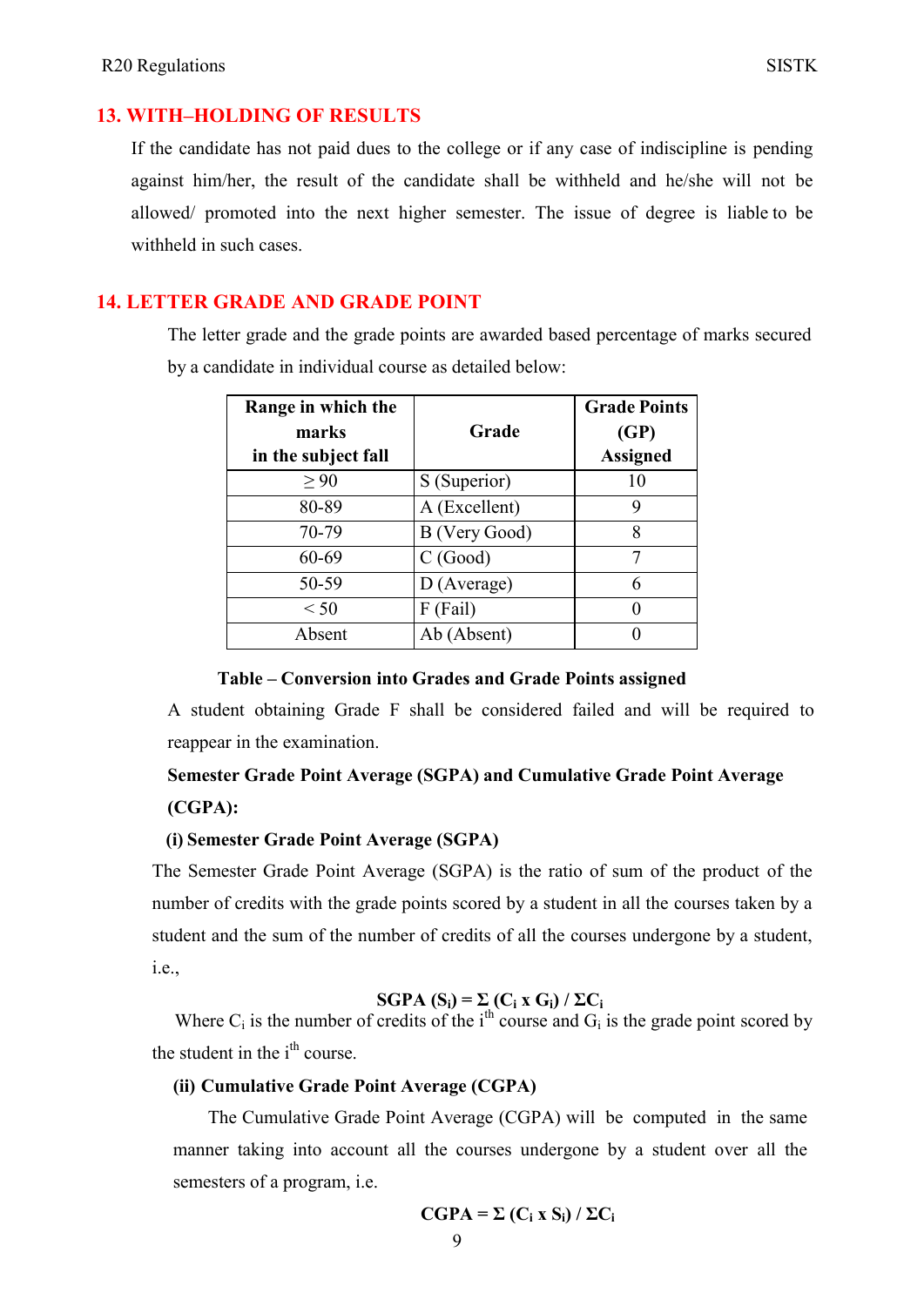## 13. WITH–HOLDING OF RESULTS

If the candidate has not paid dues to the college or if any case of indiscipline is pending against him/her, the result of the candidate shall be withheld and he/she will not be allowed/ promoted into the next higher semester. The issue of degree is liable to be withheld in such cases.

## 14. LETTER GRADE AND GRADE POINT

The letter grade and the grade points are awarded based percentage of marks secured by a candidate in individual course as detailed below:

| Range in which the marks in the subject fall | Grade | Grade Points (GP) Assigned |
|---|---|---|
| ≥ 90 | S (Superior) | 10 |
| 80-89 | A (Excellent) | 9 |
| 70-79 | B (Very Good) | 8 |
| 60-69 | C (Good) | 7 |
| 50-59 | D (Average) | 6 |
| < 50 | F (Fail) | 0 |
| Absent | Ab (Absent) | 0 |

**Table – Conversion into Grades and Grade Points assigned**

A student obtaining Grade F shall be considered failed and will be required to reappear in the examination.

**Semester Grade Point Average (SGPA) and Cumulative Grade Point Average (CGPA):**

**(i) Semester Grade Point Average (SGPA)**

The Semester Grade Point Average (SGPA) is the ratio of sum of the product of the number of credits with the grade points scored by a student in all the courses taken by a student and the sum of the number of credits of all the courses undergone by a student, i.e.,

$$\textbf{SGPA } (S_i) = \Sigma\, (C_i \times G_i) \,/\, \Sigma C_i$$

Where $C_i$ is the number of credits of the $i^{th}$ course and $G_i$ is the grade point scored by the student in the $i^{th}$ course.

**(ii) Cumulative Grade Point Average (CGPA)**

The Cumulative Grade Point Average (CGPA) will be computed in the same manner taking into account all the courses undergone by a student over all the semesters of a program, i.e.

$$\textbf{CGPA} = \Sigma\, (C_i \times S_i) \,/\, \Sigma C_i$$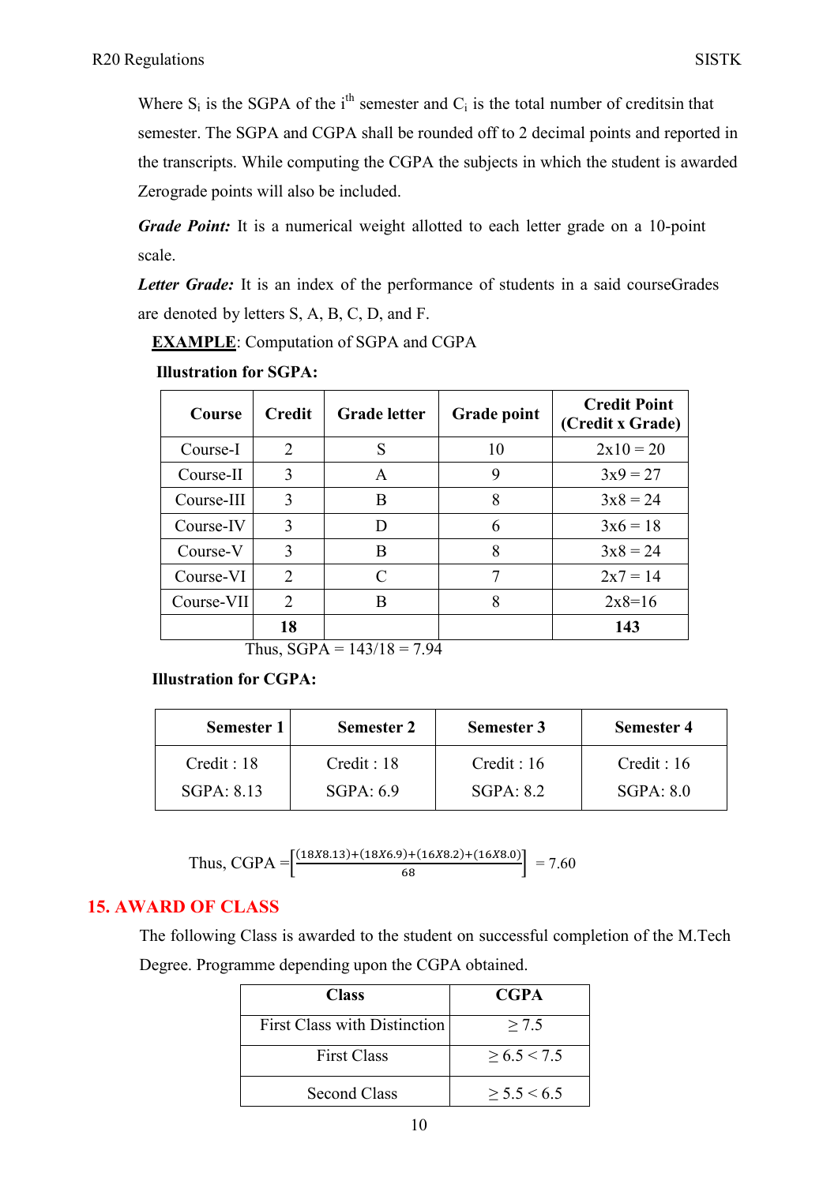Where $S_i$ is the SGPA of the $i^{th}$ semester and $C_i$ is the total number of creditsin that semester. The SGPA and CGPA shall be rounded off to 2 decimal points and reported in the transcripts. While computing the CGPA the subjects in which the student is awarded Zerograde points will also be included.

***Grade Point:*** It is a numerical weight allotted to each letter grade on a 10-point scale.

***Letter Grade:*** It is an index of the performance of students in a said courseGrades are denoted by letters S, A, B, C, D, and F.

**EXAMPLE**: Computation of SGPA and CGPA

**Illustration for SGPA:**

| Course | Credit | Grade letter | Grade point | Credit Point (Credit x Grade) |
|---|---|---|---|---|
| Course-I | 2 | S | 10 | 2x10 = 20 |
| Course-II | 3 | A | 9 | 3x9 = 27 |
| Course-III | 3 | B | 8 | 3x8 = 24 |
| Course-IV | 3 | D | 6 | 3x6 = 18 |
| Course-V | 3 | B | 8 | 3x8 = 24 |
| Course-VI | 2 | C | 7 | 2x7 = 14 |
| Course-VII | 2 | B | 8 | 2x8=16 |
| | **18** | | | **143** |

Thus, SGPA = 143/18 = 7.94

**Illustration for CGPA:**

| Semester 1 | Semester 2 | Semester 3 | Semester 4 |
|---|---|---|---|
| Credit : 18<br>SGPA: 8.13 | Credit : 18<br>SGPA: 6.9 | Credit : 16<br>SGPA: 8.2 | Credit : 16<br>SGPA: 8.0 |

$$\text{Thus, CGPA} = \left[\frac{(18X8.13)+(18X6.9)+(16X8.2)+(16X8.0)}{68}\right] = 7.60$$

## 15. AWARD OF CLASS

The following Class is awarded to the student on successful completion of the M.Tech Degree. Programme depending upon the CGPA obtained.

| Class | CGPA |
|---|---|
| First Class with Distinction | ≥ 7.5 |
| First Class | ≥ 6.5 < 7.5 |
| Second Class | ≥ 5.5 < 6.5 |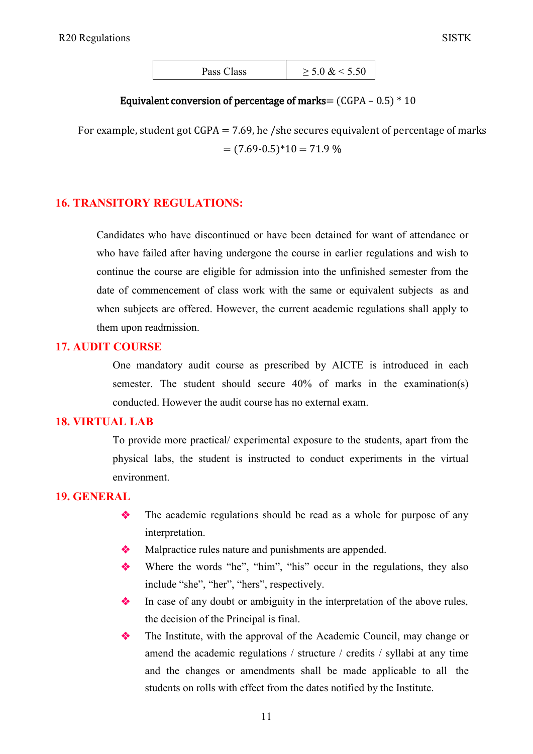| Pass Class | $\geq 5.0$ & $< 5.50$ |
|---|---|

**Equivalent conversion of percentage of marks**= (CGPA – 0.5) * 10

For example, student got CGPA = 7.69, he /she secures equivalent of percentage of marks = (7.69-0.5)*10 = 71.9 %

## 16. TRANSITORY REGULATIONS:

Candidates who have discontinued or have been detained for want of attendance or who have failed after having undergone the course in earlier regulations and wish to continue the course are eligible for admission into the unfinished semester from the date of commencement of class work with the same or equivalent subjects as and when subjects are offered. However, the current academic regulations shall apply to them upon readmission.

## 17. AUDIT COURSE

One mandatory audit course as prescribed by AICTE is introduced in each semester. The student should secure 40% of marks in the examination(s) conducted. However the audit course has no external exam.

## 18. VIRTUAL LAB

To provide more practical/ experimental exposure to the students, apart from the physical labs, the student is instructed to conduct experiments in the virtual environment.

## 19. GENERAL

- The academic regulations should be read as a whole for purpose of any interpretation.
- Malpractice rules nature and punishments are appended.
- Where the words "he", "him", "his" occur in the regulations, they also include "she", "her", "hers", respectively.
- In case of any doubt or ambiguity in the interpretation of the above rules, the decision of the Principal is final.
- The Institute, with the approval of the Academic Council, may change or amend the academic regulations / structure / credits / syllabi at any time and the changes or amendments shall be made applicable to all the students on rolls with effect from the dates notified by the Institute.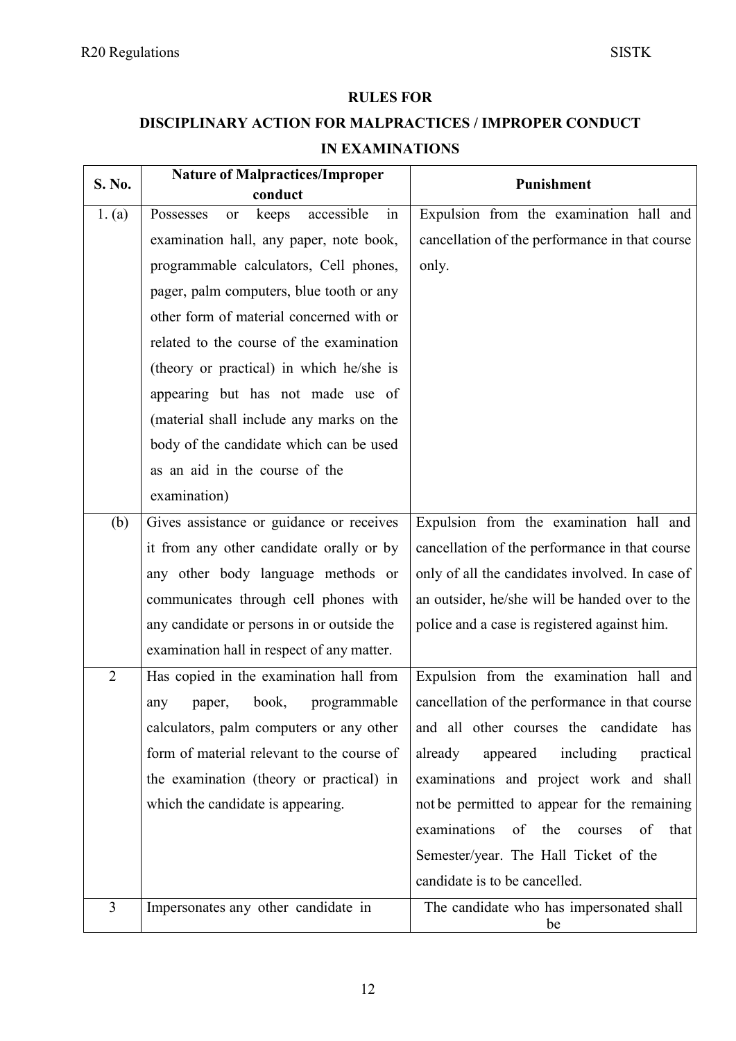**RULES FOR**

**DISCIPLINARY ACTION FOR MALPRACTICES / IMPROPER CONDUCT**

**IN EXAMINATIONS**

| S. No. | Nature of Malpractices/Improper conduct | Punishment |
|---|---|---|
| 1. (a) | Possesses or keeps accessible in examination hall, any paper, note book, programmable calculators, Cell phones, pager, palm computers, blue tooth or any other form of material concerned with or related to the course of the examination (theory or practical) in which he/she is appearing but has not made use of (material shall include any marks on the body of the candidate which can be used as an aid in the course of the examination) | Expulsion from the examination hall and cancellation of the performance in that course only. |
| (b) | Gives assistance or guidance or receives it from any other candidate orally or by any other body language methods or communicates through cell phones with any candidate or persons in or outside the examination hall in respect of any matter. | Expulsion from the examination hall and cancellation of the performance in that course only of all the candidates involved. In case of an outsider, he/she will be handed over to the police and a case is registered against him. |
| 2 | Has copied in the examination hall from any paper, book, programmable calculators, palm computers or any other form of material relevant to the course of the examination (theory or practical) in which the candidate is appearing. | Expulsion from the examination hall and cancellation of the performance in that course and all other courses the candidate has already appeared including practical examinations and project work and shall not be permitted to appear for the remaining examinations of the courses of that Semester/year. The Hall Ticket of the candidate is to be cancelled. |
| 3 | Impersonates any other candidate in | The candidate who has impersonated shall be |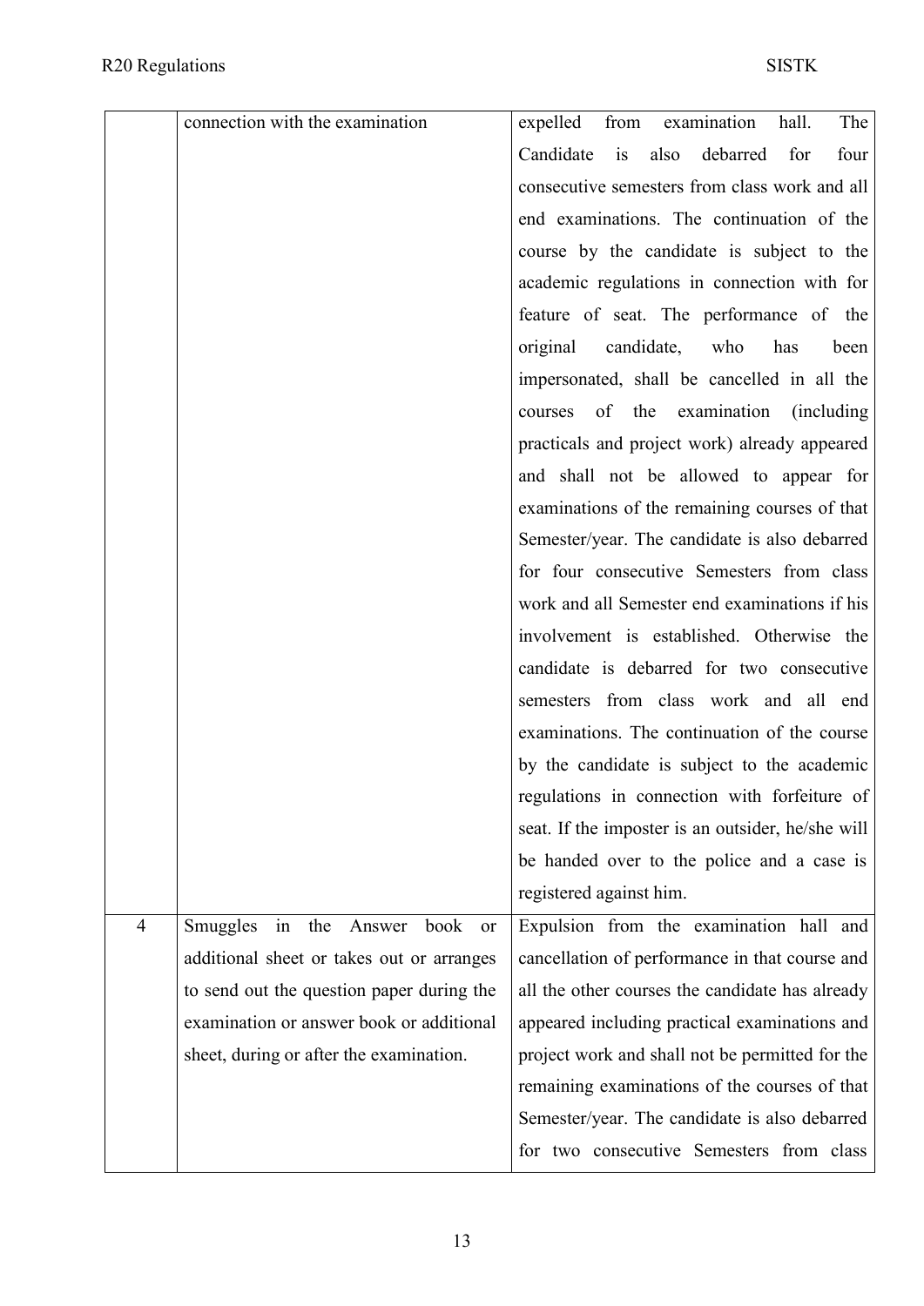| | connection with the examination | expelled from examination hall. The Candidate is also debarred for four consecutive semesters from class work and all end examinations. The continuation of the course by the candidate is subject to the academic regulations in connection with for feature of seat. The performance of the original candidate, who has been impersonated, shall be cancelled in all the courses of the examination (including practicals and project work) already appeared and shall not be allowed to appear for examinations of the remaining courses of that Semester/year. The candidate is also debarred for four consecutive Semesters from class work and all Semester end examinations if his involvement is established. Otherwise the candidate is debarred for two consecutive semesters from class work and all end examinations. The continuation of the course by the candidate is subject to the academic regulations in connection with forfeiture of seat. If the imposter is an outsider, he/she will be handed over to the police and a case is registered against him. |
|---|---|---|
| 4 | Smuggles in the Answer book or additional sheet or takes out or arranges to send out the question paper during the examination or answer book or additional sheet, during or after the examination. | Expulsion from the examination hall and cancellation of performance in that course and all the other courses the candidate has already appeared including practical examinations and project work and shall not be permitted for the remaining examinations of the courses of that Semester/year. The candidate is also debarred for two consecutive Semesters from class |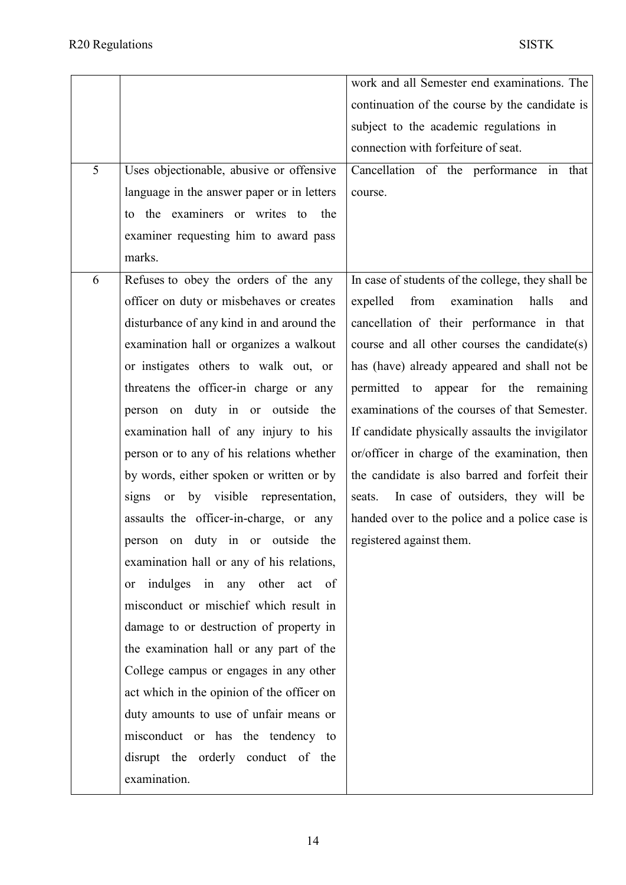| | | |
|---|---|---|
| | | work and all Semester end examinations. The continuation of the course by the candidate is subject to the academic regulations in connection with forfeiture of seat. |
| 5 | Uses objectionable, abusive or offensive language in the answer paper or in letters to the examiners or writes to the examiner requesting him to award pass marks. | Cancellation of the performance in that course. |
| 6 | Refuses to obey the orders of the any officer on duty or misbehaves or creates disturbance of any kind in and around the examination hall or organizes a walkout or instigates others to walk out, or threatens the officer-in charge or any person on duty in or outside the examination hall of any injury to his person or to any of his relations whether by words, either spoken or written or by signs or by visible representation, assaults the officer-in-charge, or any person on duty in or outside the examination hall or any of his relations, or indulges in any other act of misconduct or mischief which result in damage to or destruction of property in the examination hall or any part of the College campus or engages in any other act which in the opinion of the officer on duty amounts to use of unfair means or misconduct or has the tendency to disrupt the orderly conduct of the examination. | In case of students of the college, they shall be expelled from examination halls and cancellation of their performance in that course and all other courses the candidate(s) has (have) already appeared and shall not be permitted to appear for the remaining examinations of the courses of that Semester. If candidate physically assaults the invigilator or/officer in charge of the examination, then the candidate is also barred and forfeit their seats. In case of outsiders, they will be handed over to the police and a police case is registered against them. |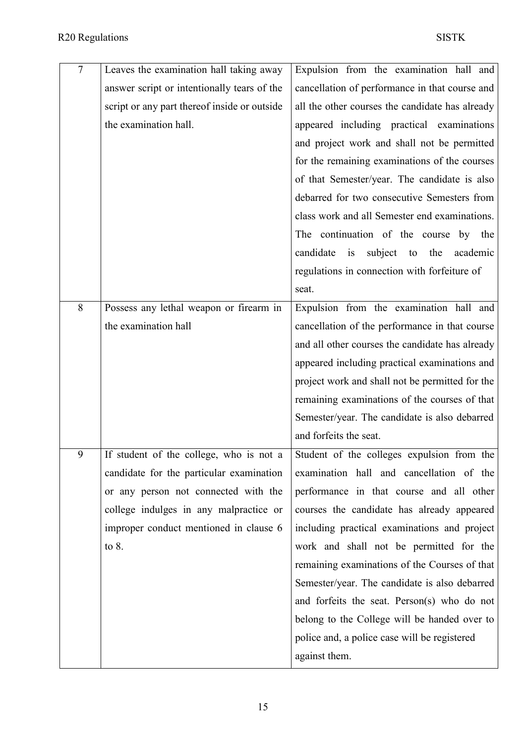| 7 | Leaves the examination hall taking away answer script or intentionally tears of the script or any part thereof inside or outside the examination hall. | Expulsion from the examination hall and cancellation of performance in that course and all the other courses the candidate has already appeared including practical examinations and project work and shall not be permitted for the remaining examinations of the courses of that Semester/year. The candidate is also debarred for two consecutive Semesters from class work and all Semester end examinations. The continuation of the course by the candidate is subject to the academic regulations in connection with forfeiture of seat. |
|---|---|---|
| 8 | Possess any lethal weapon or firearm in the examination hall | Expulsion from the examination hall and cancellation of the performance in that course and all other courses the candidate has already appeared including practical examinations and project work and shall not be permitted for the remaining examinations of the courses of that Semester/year. The candidate is also debarred and forfeits the seat. |
| 9 | If student of the college, who is not a candidate for the particular examination or any person not connected with the college indulges in any malpractice or improper conduct mentioned in clause 6 to 8. | Student of the colleges expulsion from the examination hall and cancellation of the performance in that course and all other courses the candidate has already appeared including practical examinations and project work and shall not be permitted for the remaining examinations of the Courses of that Semester/year. The candidate is also debarred and forfeits the seat. Person(s) who do not belong to the College will be handed over to police and, a police case will be registered against them. |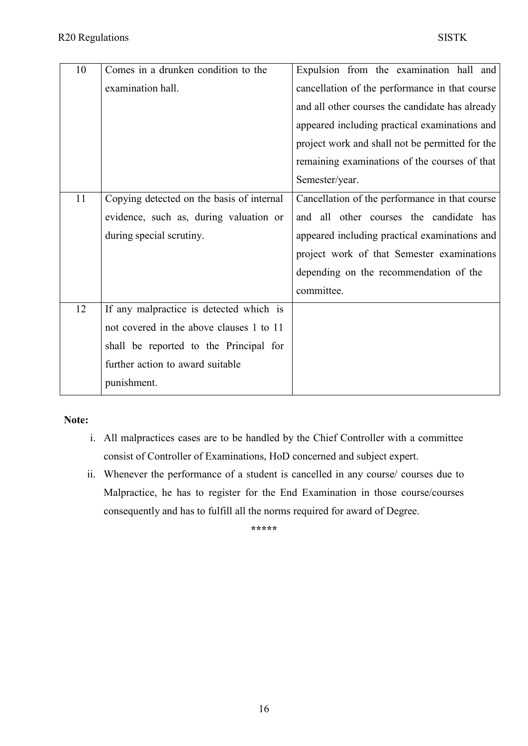| | | |
|---|---|---|
| 10 | Comes in a drunken condition to the examination hall. | Expulsion from the examination hall and cancellation of the performance in that course and all other courses the candidate has already appeared including practical examinations and project work and shall not be permitted for the remaining examinations of the courses of that Semester/year. |
| 11 | Copying detected on the basis of internal evidence, such as, during valuation or during special scrutiny. | Cancellation of the performance in that course and all other courses the candidate has appeared including practical examinations and project work of that Semester examinations depending on the recommendation of the committee. |
| 12 | If any malpractice is detected which is not covered in the above clauses 1 to 11 shall be reported to the Principal for further action to award suitable punishment. | |

**Note:**

i. All malpractices cases are to be handled by the Chief Controller with a committee consist of Controller of Examinations, HoD concerned and subject expert.

ii. Whenever the performance of a student is cancelled in any course/ courses due to Malpractice, he has to register for the End Examination in those course/courses consequently and has to fulfill all the norms required for award of Degree.

*****